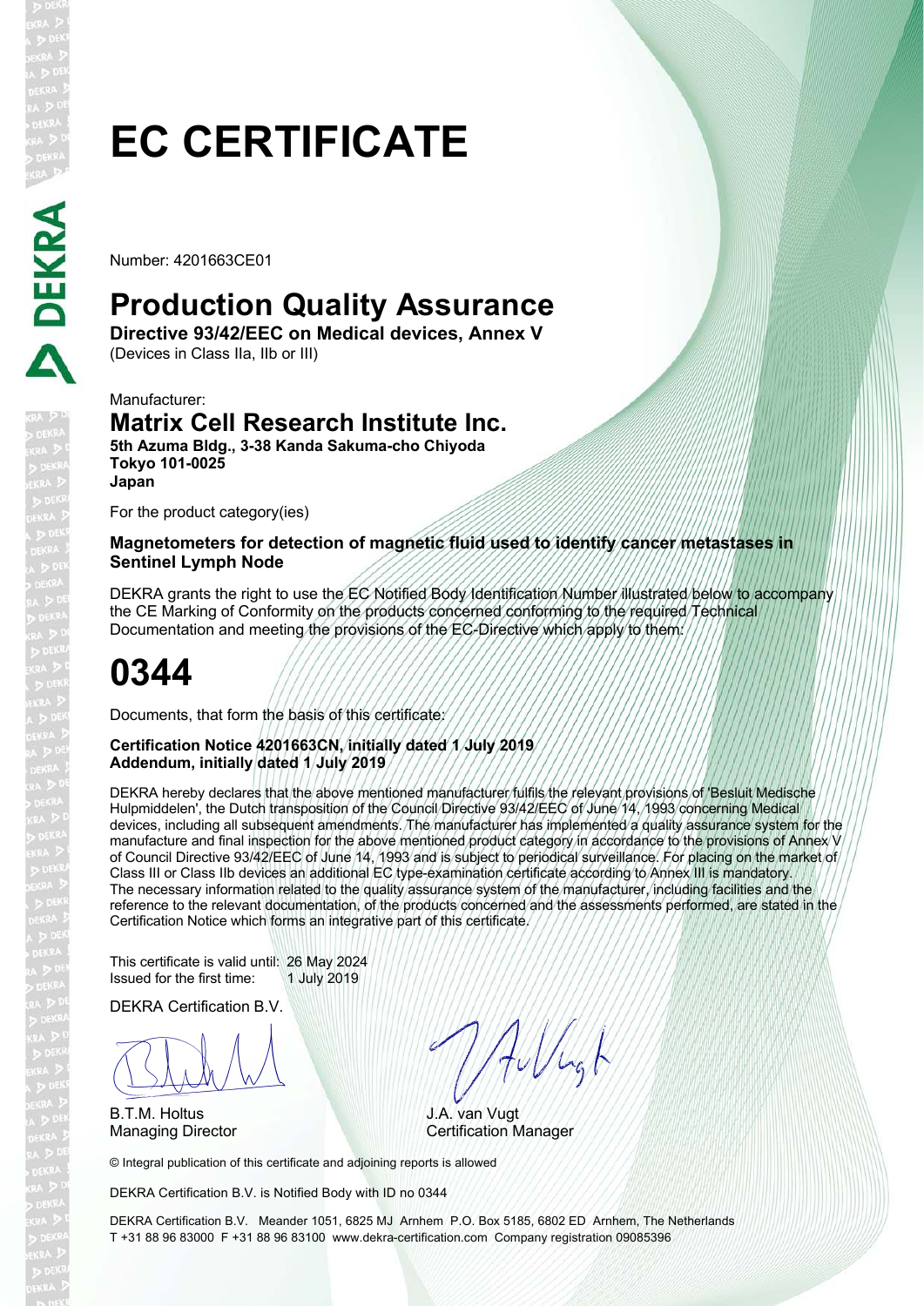# EC CERTIFICATE

Number: 4201663CE01

## Production Quality Assurance

**Directive 93/42/EEC on Medical devices, Annex V**
(Devices in Class IIa, IIb or III)

Manufacturer:

### Matrix Cell Research Institute Inc.

**5th Azuma Bldg., 3-38 Kanda Sakuma-cho Chiyoda**
**Tokyo 101-0025**
**Japan**

For the product category(ies)

**Magnetometers for detection of magnetic fluid used to identify cancer metastases in Sentinel Lymph Node**

DEKRA grants the right to use the EC Notified Body Identification Number illustrated below to accompany the CE Marking of Conformity on the products concerned conforming to the required Technical Documentation and meeting the provisions of the EC-Directive which apply to them:

# 0344

Documents, that form the basis of this certificate:

**Certification Notice 4201663CN, initially dated 1 July 2019**
**Addendum, initially dated 1 July 2019**

DEKRA hereby declares that the above mentioned manufacturer fulfils the relevant provisions of 'Besluit Medische Hulpmiddelen', the Dutch transposition of the Council Directive 93/42/EEC of June 14, 1993 concerning Medical devices, including all subsequent amendments. The manufacturer has implemented a quality assurance system for the manufacture and final inspection for the above mentioned product category in accordance to the provisions of Annex V of Council Directive 93/42/EEC of June 14, 1993 and is subject to periodical surveillance. For placing on the market of Class III or Class IIb devices an additional EC type-examination certificate according to Annex III is mandatory. The necessary information related to the quality assurance system of the manufacturer, including facilities and the reference to the relevant documentation, of the products concerned and the assessments performed, are stated in the Certification Notice which forms an integrative part of this certificate.

This certificate is valid until: 26 May 2024
Issued for the first time: 1 July 2019

DEKRA Certification B.V.

B.T.M. Holtus
Managing Director

J.A. van Vugt
Certification Manager

© Integral publication of this certificate and adjoining reports is allowed

DEKRA Certification B.V. is Notified Body with ID no 0344

DEKRA Certification B.V. Meander 1051, 6825 MJ Arnhem P.O. Box 5185, 6802 ED Arnhem, The Netherlands
T +31 88 96 83000 F +31 88 96 83100 www.dekra-certification.com Company registration 09085396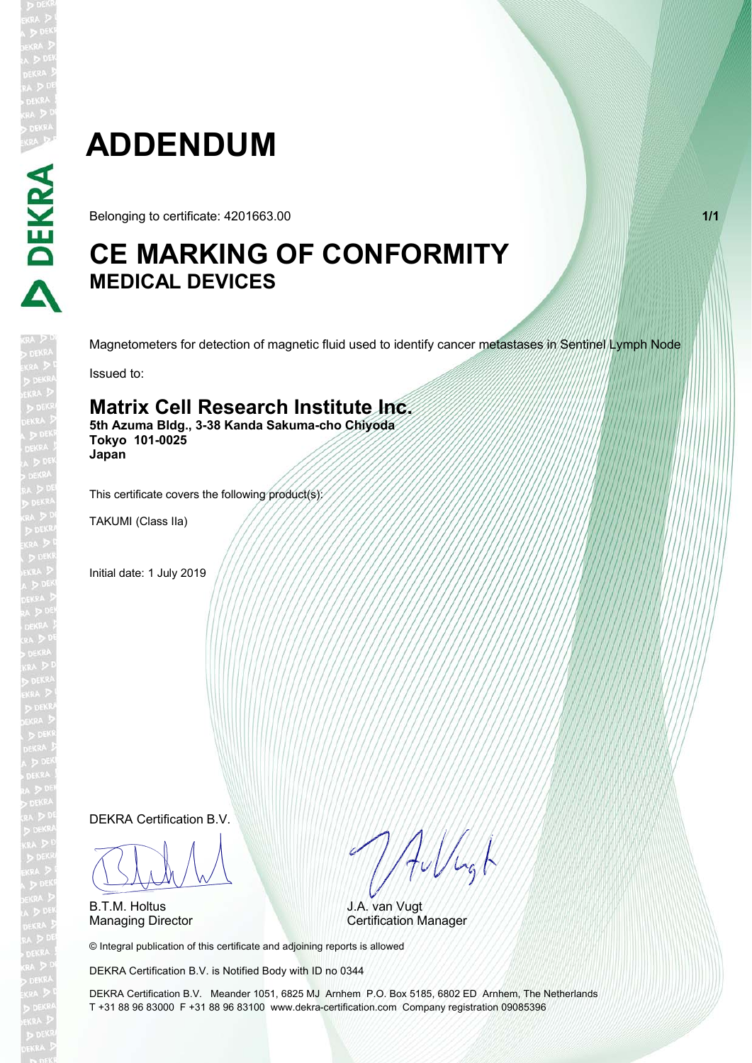# ADDENDUM

Belonging to certificate: 4201663.00

## CE MARKING OF CONFORMITY
### MEDICAL DEVICES

Magnetometers for detection of magnetic fluid used to identify cancer metastases in Sentinel Lymph Node

Issued to:

## Matrix Cell Research Institute Inc.

**5th Azuma Bldg., 3-38 Kanda Sakuma-cho Chiyoda**
**Tokyo 101-0025**
**Japan**

This certificate covers the following product(s):

TAKUMI (Class IIa)

Initial date: 1 July 2019

DEKRA Certification B.V.

B.T.M. Holtus
Managing Director

J.A. van Vugt
Certification Manager

© Integral publication of this certificate and adjoining reports is allowed

DEKRA Certification B.V. is Notified Body with ID no 0344

DEKRA Certification B.V. Meander 1051, 6825 MJ Arnhem P.O. Box 5185, 6802 ED Arnhem, The Netherlands
T +31 88 96 83000 F +31 88 96 83100 www.dekra-certification.com Company registration 09085396